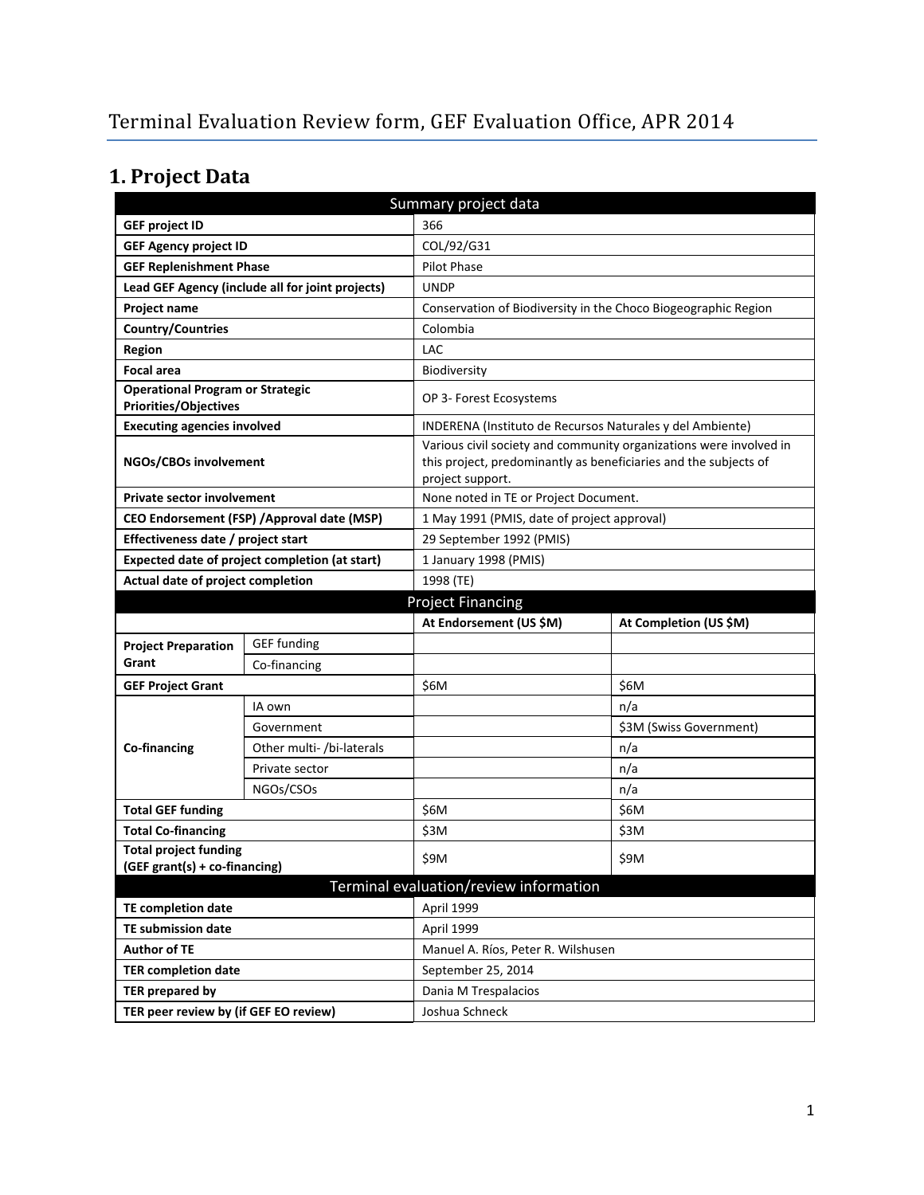# Terminal Evaluation Review form, GEF Evaluation Office, APR 2014

## 1. Project Data

| Summary project data | | | |
|---|---|---|---|
| **GEF project ID** | | 366 | |
| **GEF Agency project ID** | | COL/92/G31 | |
| **GEF Replenishment Phase** | | Pilot Phase | |
| **Lead GEF Agency (include all for joint projects)** | | UNDP | |
| **Project name** | | Conservation of Biodiversity in the Choco Biogeographic Region | |
| **Country/Countries** | | Colombia | |
| **Region** | | LAC | |
| **Focal area** | | Biodiversity | |
| **Operational Program or Strategic Priorities/Objectives** | | OP 3- Forest Ecosystems | |
| **Executing agencies involved** | | INDERENA (Instituto de Recursos Naturales y del Ambiente) | |
| **NGOs/CBOs involvement** | | Various civil society and community organizations were involved in this project, predominantly as beneficiaries and the subjects of project support. | |
| **Private sector involvement** | | None noted in TE or Project Document. | |
| **CEO Endorsement (FSP) /Approval date (MSP)** | | 1 May 1991 (PMIS, date of project approval) | |
| **Effectiveness date / project start** | | 29 September 1992 (PMIS) | |
| **Expected date of project completion (at start)** | | 1 January 1998 (PMIS) | |
| **Actual date of project completion** | | 1998 (TE) | |
| **Project Financing** | | | |
| | | **At Endorsement (US $M)** | **At Completion (US $M)** |
| **Project Preparation Grant** | GEF funding | | |
| | Co-financing | | |
| **GEF Project Grant** | | $6M | $6M |
| **Co-financing** | IA own | | n/a |
| | Government | | $3M (Swiss Government) |
| | Other multi- /bi-laterals | | n/a |
| | Private sector | | n/a |
| | NGOs/CSOs | | n/a |
| **Total GEF funding** | | $6M | $6M |
| **Total Co-financing** | | $3M | $3M |
| **Total project funding (GEF grant(s) + co-financing)** | | $9M | $9M |
| **Terminal evaluation/review information** | | | |
| **TE completion date** | | April 1999 | |
| **TE submission date** | | April 1999 | |
| **Author of TE** | | Manuel A. Ríos, Peter R. Wilshusen | |
| **TER completion date** | | September 25, 2014 | |
| **TER prepared by** | | Dania M Trespalacios | |
| **TER peer review by (if GEF EO review)** | | Joshua Schneck | |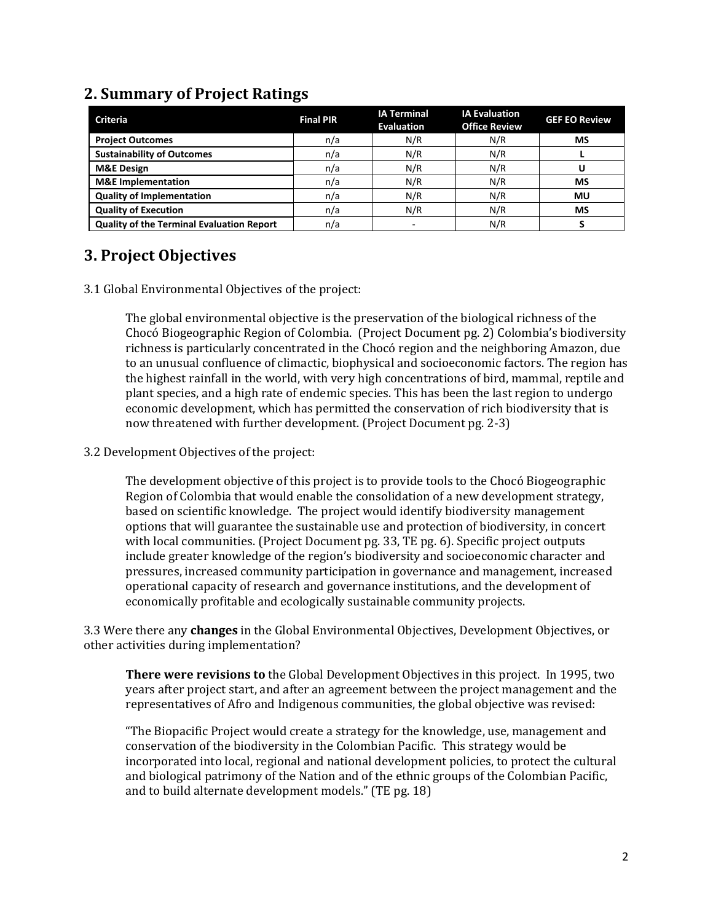## 2. Summary of Project Ratings

| Criteria | Final PIR | IA Terminal Evaluation | IA Evaluation Office Review | GEF EO Review |
|---|---|---|---|---|
| **Project Outcomes** | n/a | N/R | N/R | **MS** |
| **Sustainability of Outcomes** | n/a | N/R | N/R | **L** |
| **M&E Design** | n/a | N/R | N/R | **U** |
| **M&E Implementation** | n/a | N/R | N/R | **MS** |
| **Quality of Implementation** | n/a | N/R | N/R | **MU** |
| **Quality of Execution** | n/a | N/R | N/R | **MS** |
| **Quality of the Terminal Evaluation Report** | n/a | - | N/R | **S** |

## 3. Project Objectives

3.1 Global Environmental Objectives of the project:

> The global environmental objective is the preservation of the biological richness of the Chocó Biogeographic Region of Colombia. (Project Document pg. 2) Colombia's biodiversity richness is particularly concentrated in the Chocó region and the neighboring Amazon, due to an unusual confluence of climactic, biophysical and socioeconomic factors. The region has the highest rainfall in the world, with very high concentrations of bird, mammal, reptile and plant species, and a high rate of endemic species. This has been the last region to undergo economic development, which has permitted the conservation of rich biodiversity that is now threatened with further development. (Project Document pg. 2-3)

3.2 Development Objectives of the project:

> The development objective of this project is to provide tools to the Chocó Biogeographic Region of Colombia that would enable the consolidation of a new development strategy, based on scientific knowledge. The project would identify biodiversity management options that will guarantee the sustainable use and protection of biodiversity, in concert with local communities. (Project Document pg. 33, TE pg. 6). Specific project outputs include greater knowledge of the region's biodiversity and socioeconomic character and pressures, increased community participation in governance and management, increased operational capacity of research and governance institutions, and the development of economically profitable and ecologically sustainable community projects.

3.3 Were there any **changes** in the Global Environmental Objectives, Development Objectives, or other activities during implementation?

> **There were revisions to** the Global Development Objectives in this project. In 1995, two years after project start, and after an agreement between the project management and the representatives of Afro and Indigenous communities, the global objective was revised:
>
> "The Biopacific Project would create a strategy for the knowledge, use, management and conservation of the biodiversity in the Colombian Pacific. This strategy would be incorporated into local, regional and national development policies, to protect the cultural and biological patrimony of the Nation and of the ethnic groups of the Colombian Pacific, and to build alternate development models." (TE pg. 18)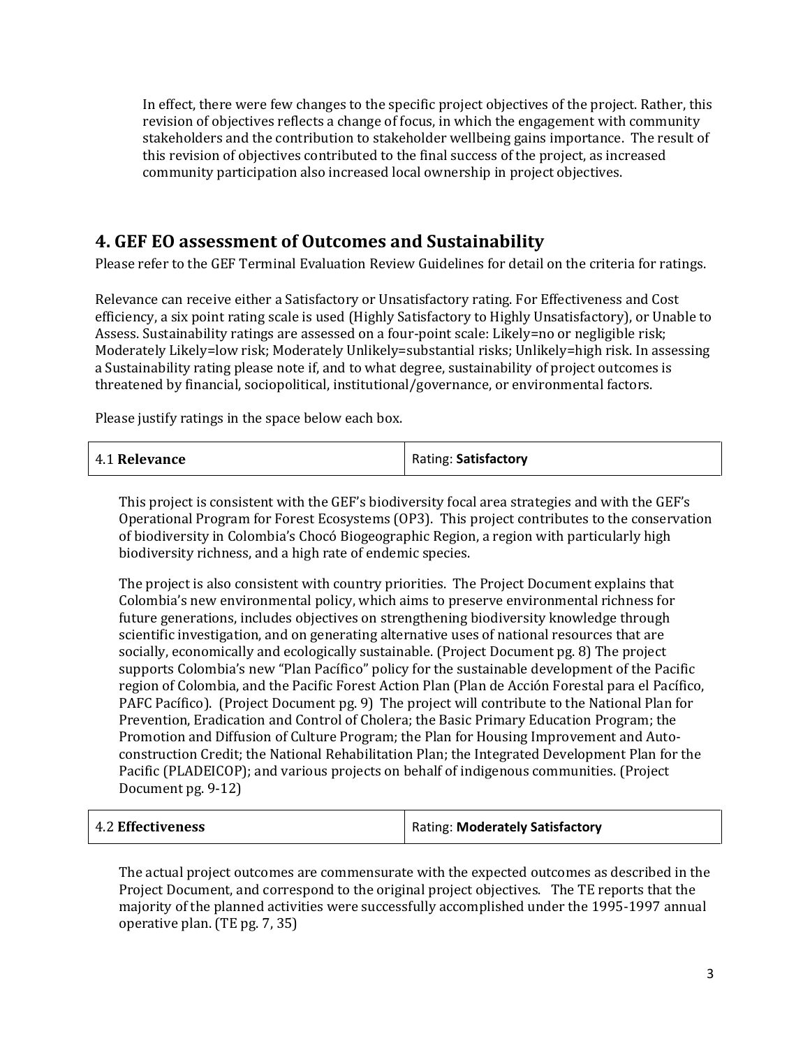In effect, there were few changes to the specific project objectives of the project. Rather, this revision of objectives reflects a change of focus, in which the engagement with community stakeholders and the contribution to stakeholder wellbeing gains importance. The result of this revision of objectives contributed to the final success of the project, as increased community participation also increased local ownership in project objectives.

## 4. GEF EO assessment of Outcomes and Sustainability

Please refer to the GEF Terminal Evaluation Review Guidelines for detail on the criteria for ratings.

Relevance can receive either a Satisfactory or Unsatisfactory rating. For Effectiveness and Cost efficiency, a six point rating scale is used (Highly Satisfactory to Highly Unsatisfactory), or Unable to Assess. Sustainability ratings are assessed on a four-point scale: Likely=no or negligible risk; Moderately Likely=low risk; Moderately Unlikely=substantial risks; Unlikely=high risk. In assessing a Sustainability rating please note if, and to what degree, sustainability of project outcomes is threatened by financial, sociopolitical, institutional/governance, or environmental factors.

Please justify ratings in the space below each box.

| 4.1 **Relevance** | Rating: **Satisfactory** |
|---|---|

This project is consistent with the GEF's biodiversity focal area strategies and with the GEF's Operational Program for Forest Ecosystems (OP3). This project contributes to the conservation of biodiversity in Colombia's Chocó Biogeographic Region, a region with particularly high biodiversity richness, and a high rate of endemic species.

The project is also consistent with country priorities. The Project Document explains that Colombia's new environmental policy, which aims to preserve environmental richness for future generations, includes objectives on strengthening biodiversity knowledge through scientific investigation, and on generating alternative uses of national resources that are socially, economically and ecologically sustainable. (Project Document pg. 8) The project supports Colombia's new "Plan Pacífico" policy for the sustainable development of the Pacific region of Colombia, and the Pacific Forest Action Plan (Plan de Acción Forestal para el Pacífico, PAFC Pacífico). (Project Document pg. 9) The project will contribute to the National Plan for Prevention, Eradication and Control of Cholera; the Basic Primary Education Program; the Promotion and Diffusion of Culture Program; the Plan for Housing Improvement and Auto-construction Credit; the National Rehabilitation Plan; the Integrated Development Plan for the Pacific (PLADEICOP); and various projects on behalf of indigenous communities. (Project Document pg. 9-12)

| 4.2 **Effectiveness** | Rating: **Moderately Satisfactory** |
|---|---|

The actual project outcomes are commensurate with the expected outcomes as described in the Project Document, and correspond to the original project objectives. The TE reports that the majority of the planned activities were successfully accomplished under the 1995-1997 annual operative plan. (TE pg. 7, 35)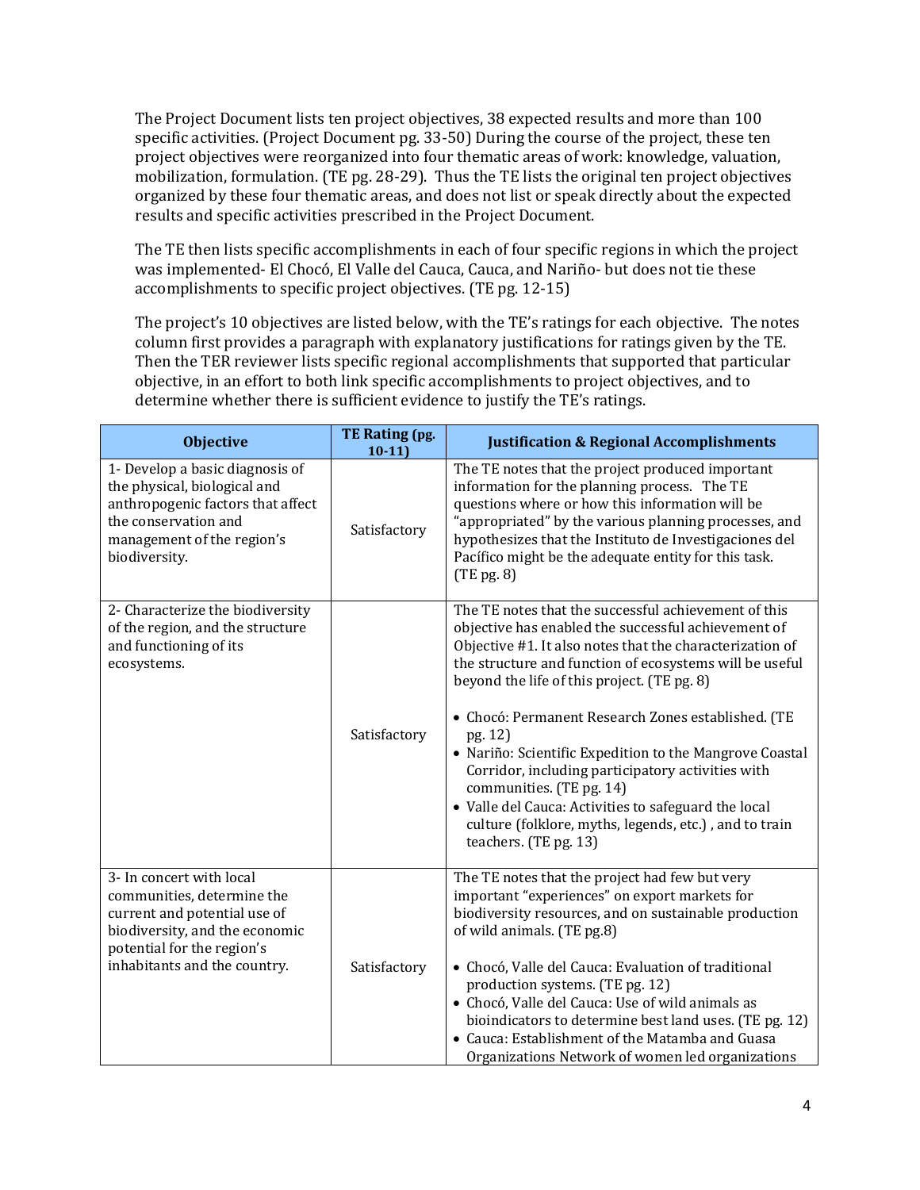The Project Document lists ten project objectives, 38 expected results and more than 100 specific activities. (Project Document pg. 33-50) During the course of the project, these ten project objectives were reorganized into four thematic areas of work: knowledge, valuation, mobilization, formulation. (TE pg. 28-29). Thus the TE lists the original ten project objectives organized by these four thematic areas, and does not list or speak directly about the expected results and specific activities prescribed in the Project Document.

The TE then lists specific accomplishments in each of four specific regions in which the project was implemented- El Chocó, El Valle del Cauca, Cauca, and Nariño- but does not tie these accomplishments to specific project objectives. (TE pg. 12-15)

The project's 10 objectives are listed below, with the TE's ratings for each objective. The notes column first provides a paragraph with explanatory justifications for ratings given by the TE. Then the TER reviewer lists specific regional accomplishments that supported that particular objective, in an effort to both link specific accomplishments to project objectives, and to determine whether there is sufficient evidence to justify the TE's ratings.

| Objective | TE Rating (pg. 10-11) | Justification & Regional Accomplishments |
|---|---|---|
| 1- Develop a basic diagnosis of the physical, biological and anthropogenic factors that affect the conservation and management of the region's biodiversity. | Satisfactory | The TE notes that the project produced important information for the planning process. The TE questions where or how this information will be "appropriated" by the various planning processes, and hypothesizes that the Instituto de Investigaciones del Pacífico might be the adequate entity for this task. (TE pg. 8) |
| 2- Characterize the biodiversity of the region, and the structure and functioning of its ecosystems. | Satisfactory | The TE notes that the successful achievement of this objective has enabled the successful achievement of Objective #1. It also notes that the characterization of the structure and function of ecosystems will be useful beyond the life of this project. (TE pg. 8)<br><br>• Chocó: Permanent Research Zones established. (TE pg. 12)<br>• Nariño: Scientific Expedition to the Mangrove Coastal Corridor, including participatory activities with communities. (TE pg. 14)<br>• Valle del Cauca: Activities to safeguard the local culture (folklore, myths, legends, etc.) , and to train teachers. (TE pg. 13) |
| 3- In concert with local communities, determine the current and potential use of biodiversity, and the economic potential for the region's inhabitants and the country. | Satisfactory | The TE notes that the project had few but very important "experiences" on export markets for biodiversity resources, and on sustainable production of wild animals. (TE pg.8)<br><br>• Chocó, Valle del Cauca: Evaluation of traditional production systems. (TE pg. 12)<br>• Chocó, Valle del Cauca: Use of wild animals as bioindicators to determine best land uses. (TE pg. 12)<br>• Cauca: Establishment of the Matamba and Guasa Organizations Network of women led organizations |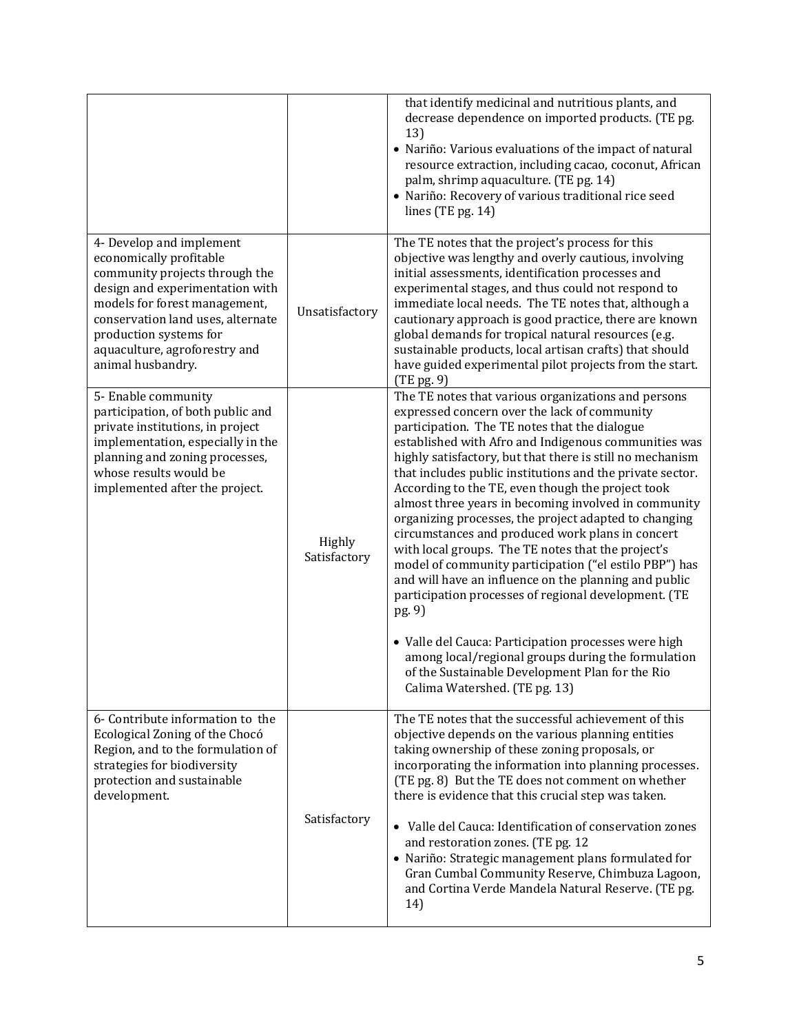| | | |
|---|---|---|
| | | that identify medicinal and nutritious plants, and decrease dependence on imported products. (TE pg. 13)<br>• Nariño: Various evaluations of the impact of natural resource extraction, including cacao, coconut, African palm, shrimp aquaculture. (TE pg. 14)<br>• Nariño: Recovery of various traditional rice seed lines (TE pg. 14) |
| 4- Develop and implement economically profitable community projects through the design and experimentation with models for forest management, conservation land uses, alternate production systems for aquaculture, agroforestry and animal husbandry. | Unsatisfactory | The TE notes that the project's process for this objective was lengthy and overly cautious, involving initial assessments, identification processes and experimental stages, and thus could not respond to immediate local needs. The TE notes that, although a cautionary approach is good practice, there are known global demands for tropical natural resources (e.g. sustainable products, local artisan crafts) that should have guided experimental pilot projects from the start. (TE pg. 9) |
| 5- Enable community participation, of both public and private institutions, in project implementation, especially in the planning and zoning processes, whose results would be implemented after the project. | Highly Satisfactory | The TE notes that various organizations and persons expressed concern over the lack of community participation. The TE notes that the dialogue established with Afro and Indigenous communities was highly satisfactory, but that there is still no mechanism that includes public institutions and the private sector. According to the TE, even though the project took almost three years in becoming involved in community organizing processes, the project adapted to changing circumstances and produced work plans in concert with local groups. The TE notes that the project's model of community participation ("el estilo PBP") has and will have an influence on the planning and public participation processes of regional development. (TE pg. 9)<br><br>• Valle del Cauca: Participation processes were high among local/regional groups during the formulation of the Sustainable Development Plan for the Rio Calima Watershed. (TE pg. 13) |
| 6- Contribute information to the Ecological Zoning of the Chocó Region, and to the formulation of strategies for biodiversity protection and sustainable development. | Satisfactory | The TE notes that the successful achievement of this objective depends on the various planning entities taking ownership of these zoning proposals, or incorporating the information into planning processes. (TE pg. 8) But the TE does not comment on whether there is evidence that this crucial step was taken.<br><br>• Valle del Cauca: Identification of conservation zones and restoration zones. (TE pg. 12<br>• Nariño: Strategic management plans formulated for Gran Cumbal Community Reserve, Chimbuza Lagoon, and Cortina Verde Mandela Natural Reserve. (TE pg. 14) |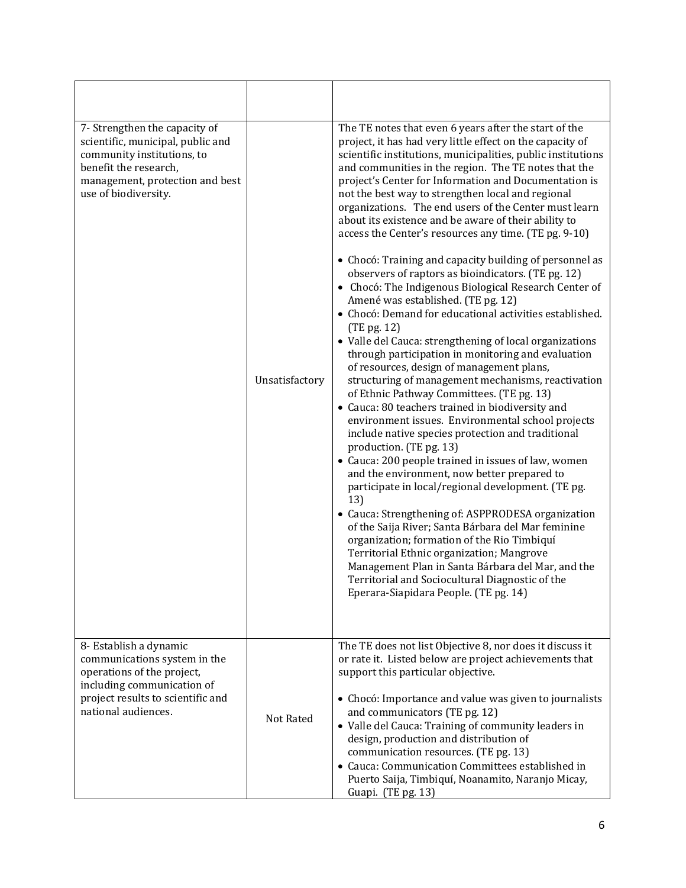| | | |
|---|---|---|
| 7- Strengthen the capacity of scientific, municipal, public and community institutions, to benefit the research, management, protection and best use of biodiversity. | Unsatisfactory | The TE notes that even 6 years after the start of the project, it has had very little effect on the capacity of scientific institutions, municipalities, public institutions and communities in the region. The TE notes that the project's Center for Information and Documentation is not the best way to strengthen local and regional organizations. The end users of the Center must learn about its existence and be aware of their ability to access the Center's resources any time. (TE pg. 9-10)<br><br>• Chocó: Training and capacity building of personnel as observers of raptors as bioindicators. (TE pg. 12)<br>• Chocó: The Indigenous Biological Research Center of Amené was established. (TE pg. 12)<br>• Chocó: Demand for educational activities established. (TE pg. 12)<br>• Valle del Cauca: strengthening of local organizations through participation in monitoring and evaluation of resources, design of management plans, structuring of management mechanisms, reactivation of Ethnic Pathway Committees. (TE pg. 13)<br>• Cauca: 80 teachers trained in biodiversity and environment issues. Environmental school projects include native species protection and traditional production. (TE pg. 13)<br>• Cauca: 200 people trained in issues of law, women and the environment, now better prepared to participate in local/regional development. (TE pg. 13)<br>• Cauca: Strengthening of: ASPPRODESA organization of the Saija River; Santa Bárbara del Mar feminine organization; formation of the Rio Timbiquí Territorial Ethnic organization; Mangrove Management Plan in Santa Bárbara del Mar, and the Territorial and Sociocultural Diagnostic of the Eperara-Siapidara People. (TE pg. 14) |
| 8- Establish a dynamic communications system in the operations of the project, including communication of project results to scientific and national audiences. | Not Rated | The TE does not list Objective 8, nor does it discuss it or rate it. Listed below are project achievements that support this particular objective.<br><br>• Chocó: Importance and value was given to journalists and communicators (TE pg. 12)<br>• Valle del Cauca: Training of community leaders in design, production and distribution of communication resources. (TE pg. 13)<br>• Cauca: Communication Committees established in Puerto Saija, Timbiquí, Noanamito, Naranjo Micay, Guapi. (TE pg. 13) |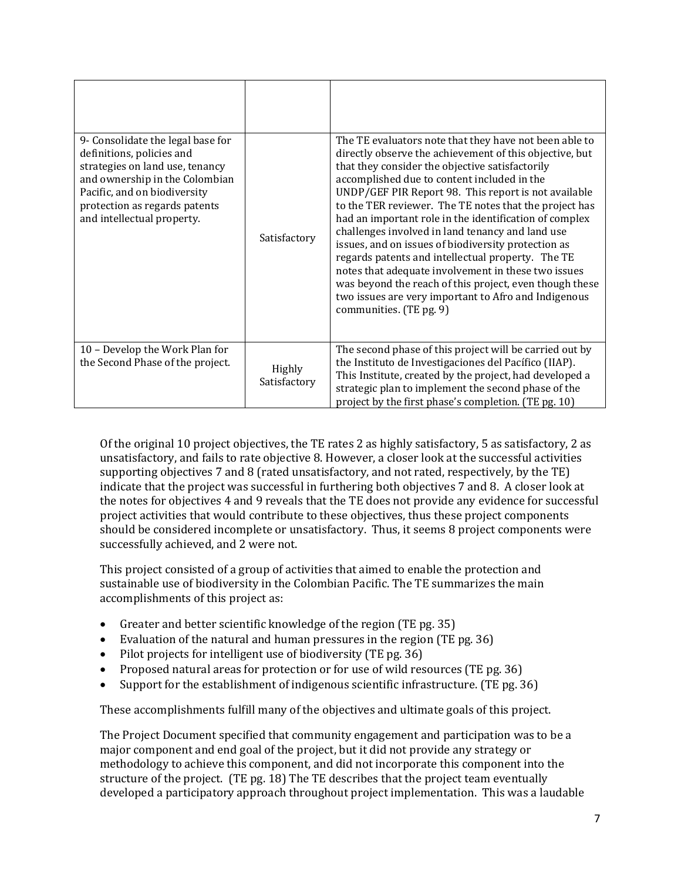| | | |
|---|---|---|
| | | |
| 9- Consolidate the legal base for definitions, policies and strategies on land use, tenancy and ownership in the Colombian Pacific, and on biodiversity protection as regards patents and intellectual property. | Satisfactory | The TE evaluators note that they have not been able to directly observe the achievement of this objective, but that they consider the objective satisfactorily accomplished due to content included in the UNDP/GEF PIR Report 98. This report is not available to the TER reviewer. The TE notes that the project has had an important role in the identification of complex challenges involved in land tenancy and land use issues, and on issues of biodiversity protection as regards patents and intellectual property. The TE notes that adequate involvement in these two issues was beyond the reach of this project, even though these two issues are very important to Afro and Indigenous communities. (TE pg. 9) |
| 10 – Develop the Work Plan for the Second Phase of the project. | Highly Satisfactory | The second phase of this project will be carried out by the Instituto de Investigaciones del Pacífico (IIAP). This Institute, created by the project, had developed a strategic plan to implement the second phase of the project by the first phase's completion. (TE pg. 10) |

Of the original 10 project objectives, the TE rates 2 as highly satisfactory, 5 as satisfactory, 2 as unsatisfactory, and fails to rate objective 8. However, a closer look at the successful activities supporting objectives 7 and 8 (rated unsatisfactory, and not rated, respectively, by the TE) indicate that the project was successful in furthering both objectives 7 and 8. A closer look at the notes for objectives 4 and 9 reveals that the TE does not provide any evidence for successful project activities that would contribute to these objectives, thus these project components should be considered incomplete or unsatisfactory. Thus, it seems 8 project components were successfully achieved, and 2 were not.

This project consisted of a group of activities that aimed to enable the protection and sustainable use of biodiversity in the Colombian Pacific. The TE summarizes the main accomplishments of this project as:

- Greater and better scientific knowledge of the region (TE pg. 35)
- Evaluation of the natural and human pressures in the region (TE pg. 36)
- Pilot projects for intelligent use of biodiversity (TE pg. 36)
- Proposed natural areas for protection or for use of wild resources (TE pg. 36)
- Support for the establishment of indigenous scientific infrastructure. (TE pg. 36)

These accomplishments fulfill many of the objectives and ultimate goals of this project.

The Project Document specified that community engagement and participation was to be a major component and end goal of the project, but it did not provide any strategy or methodology to achieve this component, and did not incorporate this component into the structure of the project. (TE pg. 18) The TE describes that the project team eventually developed a participatory approach throughout project implementation. This was a laudable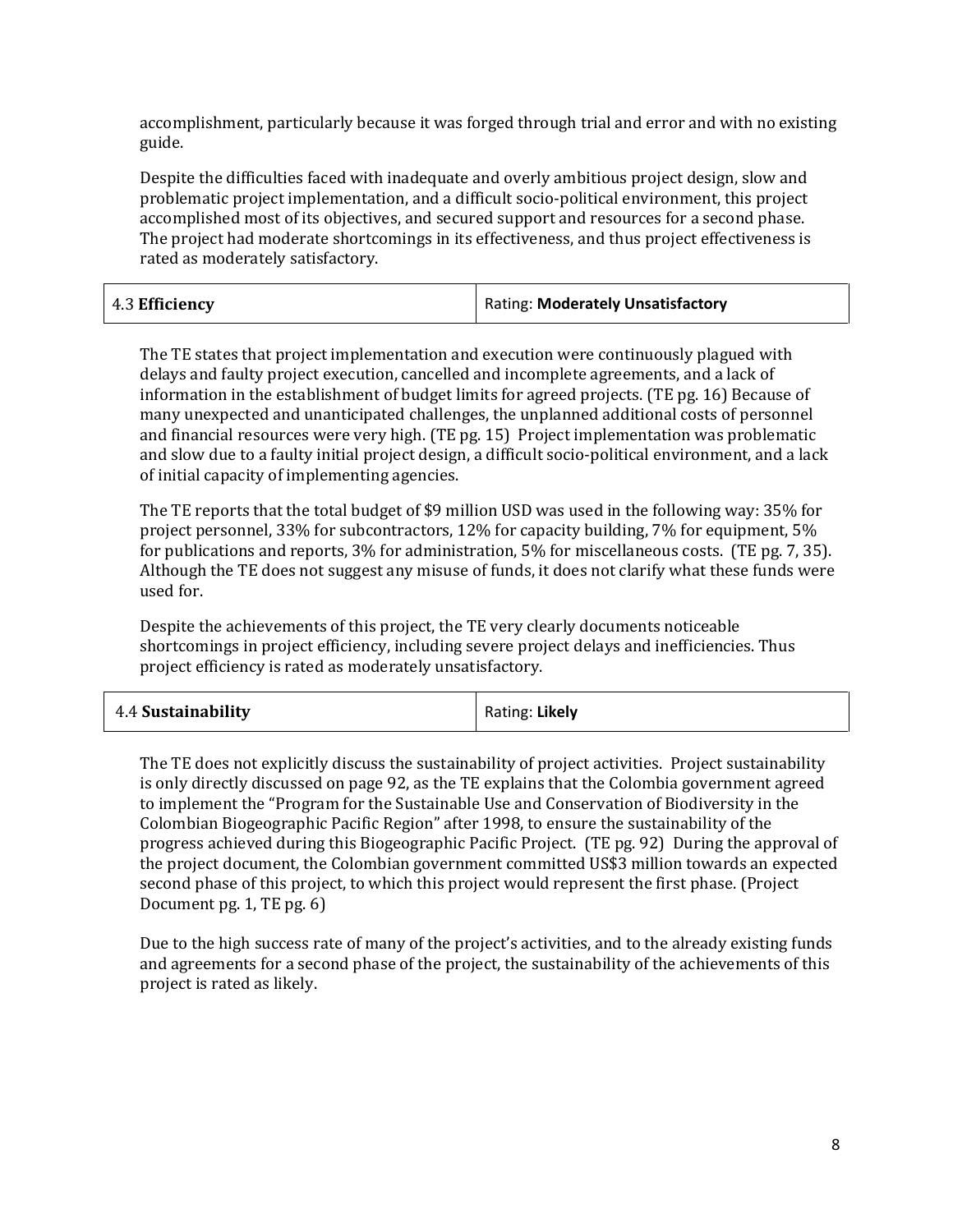accomplishment, particularly because it was forged through trial and error and with no existing guide.

Despite the difficulties faced with inadequate and overly ambitious project design, slow and problematic project implementation, and a difficult socio-political environment, this project accomplished most of its objectives, and secured support and resources for a second phase. The project had moderate shortcomings in its effectiveness, and thus project effectiveness is rated as moderately satisfactory.

| 4.3 **Efficiency** | Rating: **Moderately Unsatisfactory** |
|---|---|

The TE states that project implementation and execution were continuously plagued with delays and faulty project execution, cancelled and incomplete agreements, and a lack of information in the establishment of budget limits for agreed projects. (TE pg. 16) Because of many unexpected and unanticipated challenges, the unplanned additional costs of personnel and financial resources were very high. (TE pg. 15) Project implementation was problematic and slow due to a faulty initial project design, a difficult socio-political environment, and a lack of initial capacity of implementing agencies.

The TE reports that the total budget of $9 million USD was used in the following way: 35% for project personnel, 33% for subcontractors, 12% for capacity building, 7% for equipment, 5% for publications and reports, 3% for administration, 5% for miscellaneous costs. (TE pg. 7, 35). Although the TE does not suggest any misuse of funds, it does not clarify what these funds were used for.

Despite the achievements of this project, the TE very clearly documents noticeable shortcomings in project efficiency, including severe project delays and inefficiencies. Thus project efficiency is rated as moderately unsatisfactory.

| 4.4 **Sustainability** | Rating: **Likely** |
|---|---|

The TE does not explicitly discuss the sustainability of project activities. Project sustainability is only directly discussed on page 92, as the TE explains that the Colombia government agreed to implement the "Program for the Sustainable Use and Conservation of Biodiversity in the Colombian Biogeographic Pacific Region" after 1998, to ensure the sustainability of the progress achieved during this Biogeographic Pacific Project. (TE pg. 92) During the approval of the project document, the Colombian government committed US$3 million towards an expected second phase of this project, to which this project would represent the first phase. (Project Document pg. 1, TE pg. 6)

Due to the high success rate of many of the project's activities, and to the already existing funds and agreements for a second phase of the project, the sustainability of the achievements of this project is rated as likely.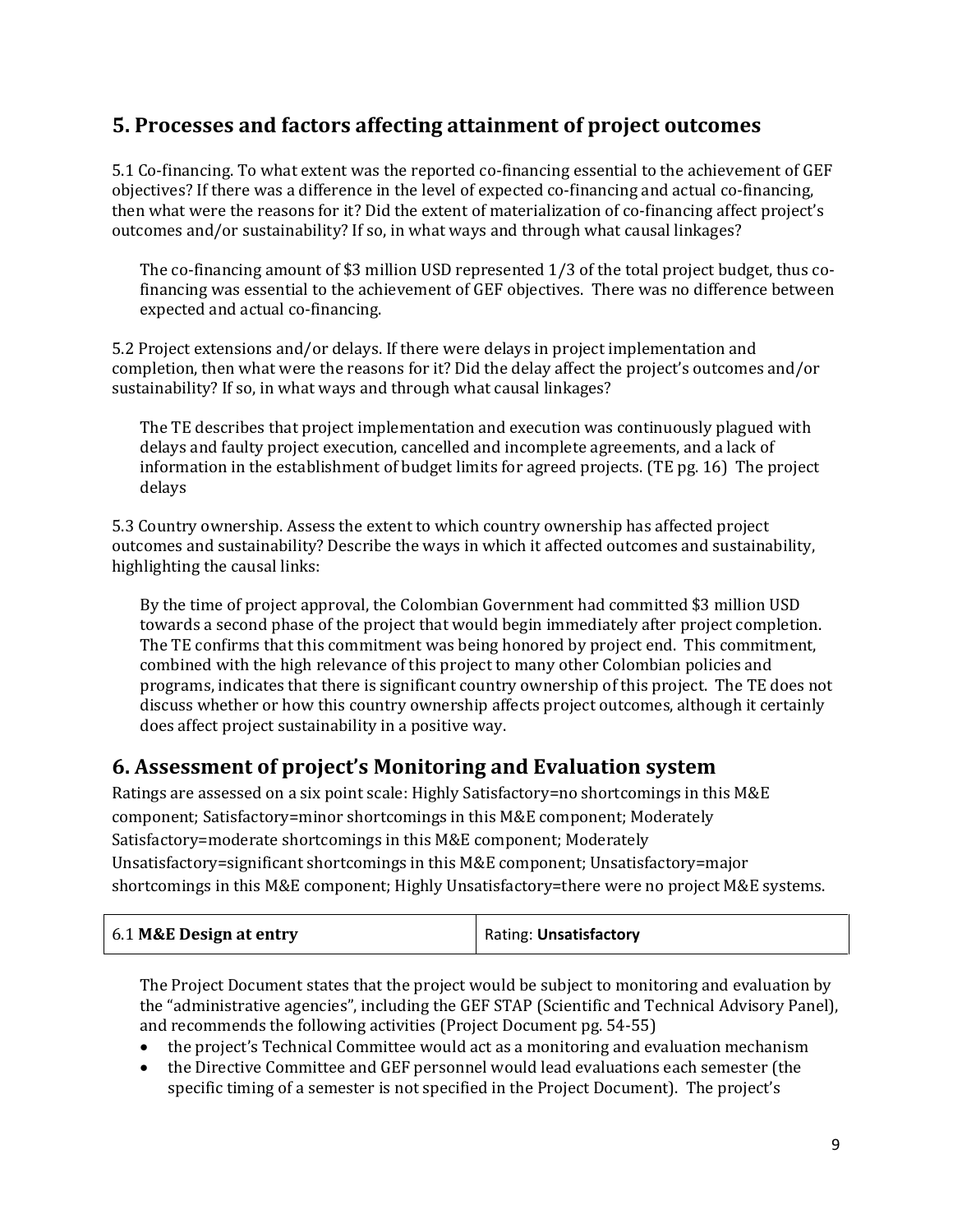## 5. Processes and factors affecting attainment of project outcomes

5.1 Co-financing. To what extent was the reported co-financing essential to the achievement of GEF objectives? If there was a difference in the level of expected co-financing and actual co-financing, then what were the reasons for it? Did the extent of materialization of co-financing affect project's outcomes and/or sustainability? If so, in what ways and through what causal linkages?

The co-financing amount of $3 million USD represented 1/3 of the total project budget, thus co-financing was essential to the achievement of GEF objectives. There was no difference between expected and actual co-financing.

5.2 Project extensions and/or delays. If there were delays in project implementation and completion, then what were the reasons for it? Did the delay affect the project's outcomes and/or sustainability? If so, in what ways and through what causal linkages?

The TE describes that project implementation and execution was continuously plagued with delays and faulty project execution, cancelled and incomplete agreements, and a lack of information in the establishment of budget limits for agreed projects. (TE pg. 16) The project delays

5.3 Country ownership. Assess the extent to which country ownership has affected project outcomes and sustainability? Describe the ways in which it affected outcomes and sustainability, highlighting the causal links:

By the time of project approval, the Colombian Government had committed $3 million USD towards a second phase of the project that would begin immediately after project completion. The TE confirms that this commitment was being honored by project end. This commitment, combined with the high relevance of this project to many other Colombian policies and programs, indicates that there is significant country ownership of this project. The TE does not discuss whether or how this country ownership affects project outcomes, although it certainly does affect project sustainability in a positive way.

## 6. Assessment of project's Monitoring and Evaluation system

Ratings are assessed on a six point scale: Highly Satisfactory=no shortcomings in this M&E component; Satisfactory=minor shortcomings in this M&E component; Moderately Satisfactory=moderate shortcomings in this M&E component; Moderately Unsatisfactory=significant shortcomings in this M&E component; Unsatisfactory=major shortcomings in this M&E component; Highly Unsatisfactory=there were no project M&E systems.

| 6.1 **M&E Design at entry** | Rating: **Unsatisfactory** |
|---|---|

The Project Document states that the project would be subject to monitoring and evaluation by the "administrative agencies", including the GEF STAP (Scientific and Technical Advisory Panel), and recommends the following activities (Project Document pg. 54-55)

- the project's Technical Committee would act as a monitoring and evaluation mechanism
- the Directive Committee and GEF personnel would lead evaluations each semester (the specific timing of a semester is not specified in the Project Document). The project's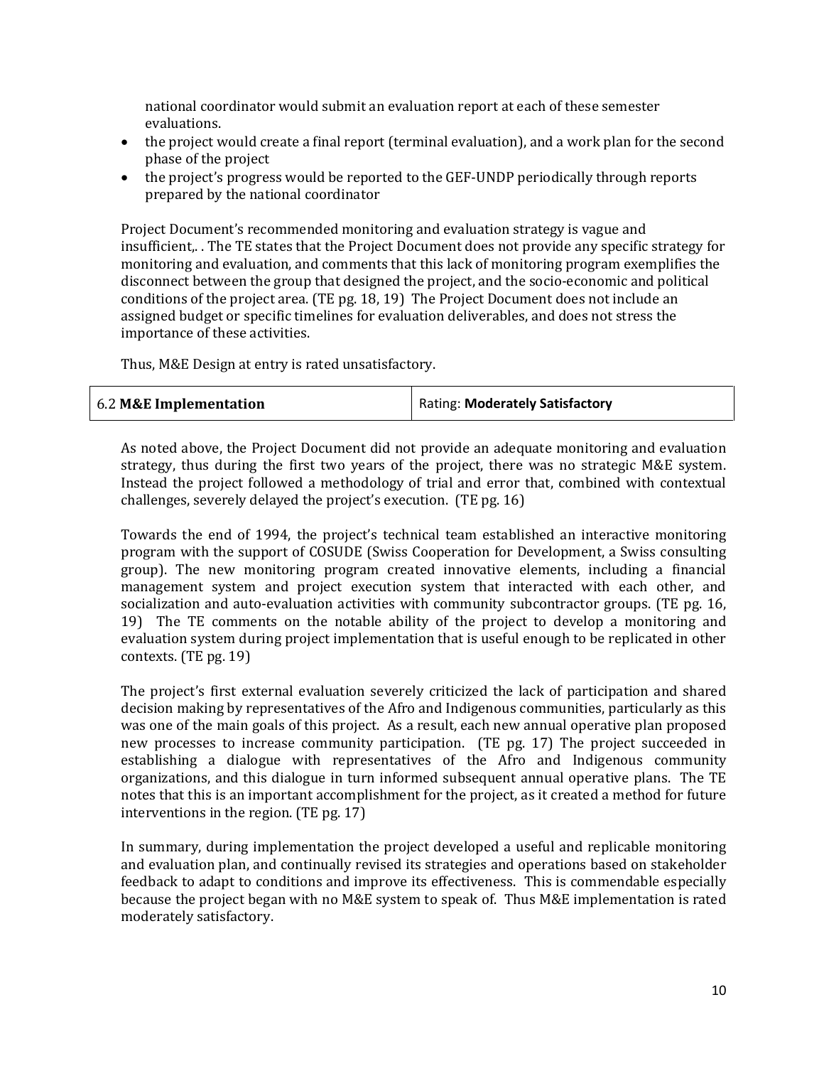national coordinator would submit an evaluation report at each of these semester evaluations.

- the project would create a final report (terminal evaluation), and a work plan for the second phase of the project
- the project's progress would be reported to the GEF-UNDP periodically through reports prepared by the national coordinator

Project Document's recommended monitoring and evaluation strategy is vague and insufficient,. . The TE states that the Project Document does not provide any specific strategy for monitoring and evaluation, and comments that this lack of monitoring program exemplifies the disconnect between the group that designed the project, and the socio-economic and political conditions of the project area. (TE pg. 18, 19) The Project Document does not include an assigned budget or specific timelines for evaluation deliverables, and does not stress the importance of these activities.

Thus, M&E Design at entry is rated unsatisfactory.

| 6.2 **M&E Implementation** | Rating: **Moderately Satisfactory** |
|---|---|

As noted above, the Project Document did not provide an adequate monitoring and evaluation strategy, thus during the first two years of the project, there was no strategic M&E system. Instead the project followed a methodology of trial and error that, combined with contextual challenges, severely delayed the project's execution. (TE pg. 16)

Towards the end of 1994, the project's technical team established an interactive monitoring program with the support of COSUDE (Swiss Cooperation for Development, a Swiss consulting group). The new monitoring program created innovative elements, including a financial management system and project execution system that interacted with each other, and socialization and auto-evaluation activities with community subcontractor groups. (TE pg. 16, 19) The TE comments on the notable ability of the project to develop a monitoring and evaluation system during project implementation that is useful enough to be replicated in other contexts. (TE pg. 19)

The project's first external evaluation severely criticized the lack of participation and shared decision making by representatives of the Afro and Indigenous communities, particularly as this was one of the main goals of this project. As a result, each new annual operative plan proposed new processes to increase community participation. (TE pg. 17) The project succeeded in establishing a dialogue with representatives of the Afro and Indigenous community organizations, and this dialogue in turn informed subsequent annual operative plans. The TE notes that this is an important accomplishment for the project, as it created a method for future interventions in the region. (TE pg. 17)

In summary, during implementation the project developed a useful and replicable monitoring and evaluation plan, and continually revised its strategies and operations based on stakeholder feedback to adapt to conditions and improve its effectiveness. This is commendable especially because the project began with no M&E system to speak of. Thus M&E implementation is rated moderately satisfactory.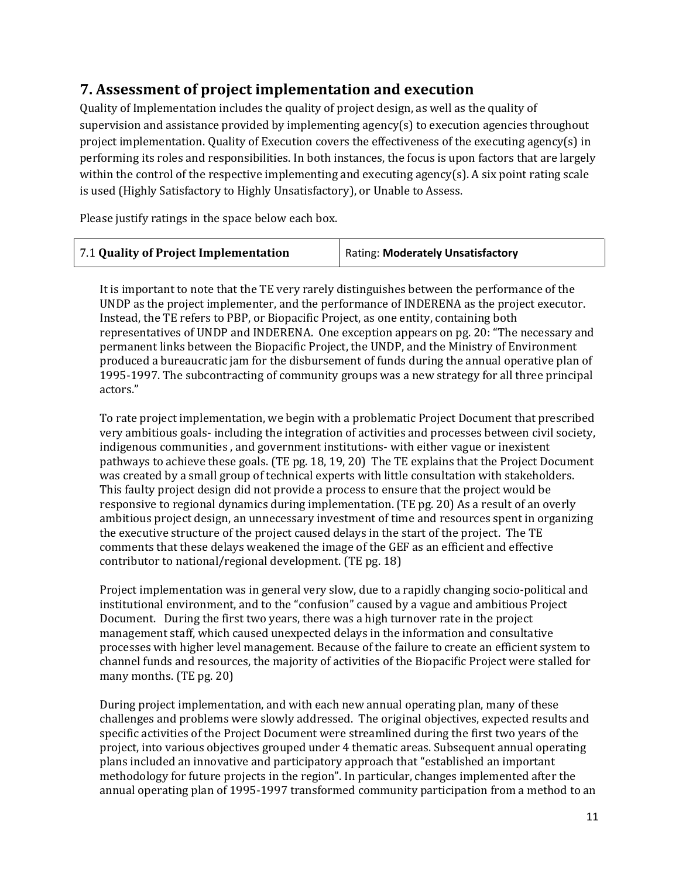## 7. Assessment of project implementation and execution

Quality of Implementation includes the quality of project design, as well as the quality of supervision and assistance provided by implementing agency(s) to execution agencies throughout project implementation. Quality of Execution covers the effectiveness of the executing agency(s) in performing its roles and responsibilities. In both instances, the focus is upon factors that are largely within the control of the respective implementing and executing agency(s). A six point rating scale is used (Highly Satisfactory to Highly Unsatisfactory), or Unable to Assess.

Please justify ratings in the space below each box.

| 7.1 **Quality of Project Implementation** | Rating: **Moderately Unsatisfactory** |
|---|---|

It is important to note that the TE very rarely distinguishes between the performance of the UNDP as the project implementer, and the performance of INDERENA as the project executor. Instead, the TE refers to PBP, or Biopacific Project, as one entity, containing both representatives of UNDP and INDERENA. One exception appears on pg. 20: "The necessary and permanent links between the Biopacific Project, the UNDP, and the Ministry of Environment produced a bureaucratic jam for the disbursement of funds during the annual operative plan of 1995-1997. The subcontracting of community groups was a new strategy for all three principal actors."

To rate project implementation, we begin with a problematic Project Document that prescribed very ambitious goals- including the integration of activities and processes between civil society, indigenous communities , and government institutions- with either vague or inexistent pathways to achieve these goals. (TE pg. 18, 19, 20) The TE explains that the Project Document was created by a small group of technical experts with little consultation with stakeholders. This faulty project design did not provide a process to ensure that the project would be responsive to regional dynamics during implementation. (TE pg. 20) As a result of an overly ambitious project design, an unnecessary investment of time and resources spent in organizing the executive structure of the project caused delays in the start of the project. The TE comments that these delays weakened the image of the GEF as an efficient and effective contributor to national/regional development. (TE pg. 18)

Project implementation was in general very slow, due to a rapidly changing socio-political and institutional environment, and to the "confusion" caused by a vague and ambitious Project Document. During the first two years, there was a high turnover rate in the project management staff, which caused unexpected delays in the information and consultative processes with higher level management. Because of the failure to create an efficient system to channel funds and resources, the majority of activities of the Biopacific Project were stalled for many months. (TE pg. 20)

During project implementation, and with each new annual operating plan, many of these challenges and problems were slowly addressed. The original objectives, expected results and specific activities of the Project Document were streamlined during the first two years of the project, into various objectives grouped under 4 thematic areas. Subsequent annual operating plans included an innovative and participatory approach that "established an important methodology for future projects in the region". In particular, changes implemented after the annual operating plan of 1995-1997 transformed community participation from a method to an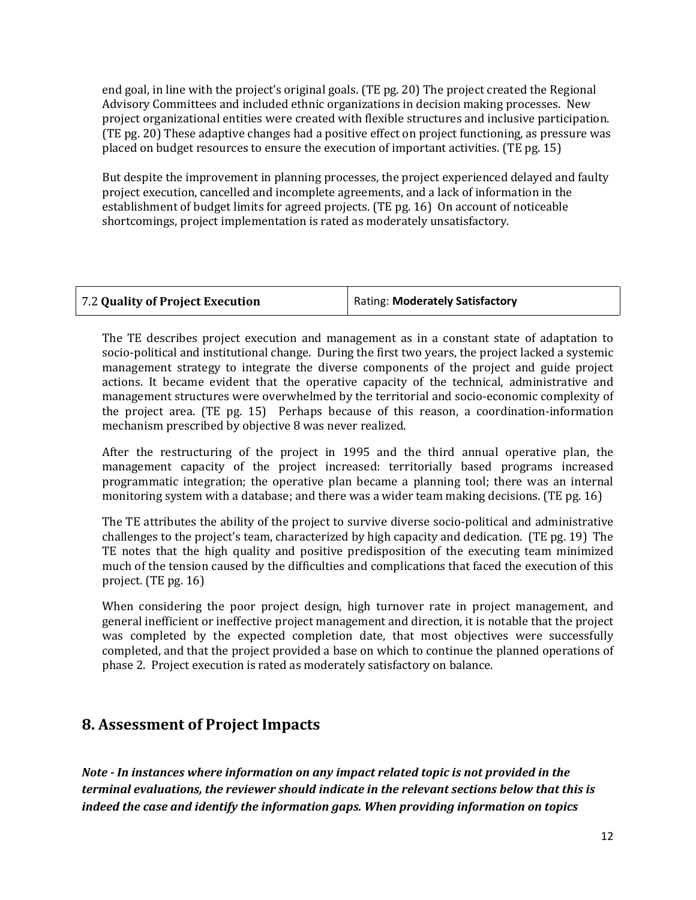end goal, in line with the project's original goals. (TE pg. 20) The project created the Regional Advisory Committees and included ethnic organizations in decision making processes. New project organizational entities were created with flexible structures and inclusive participation. (TE pg. 20) These adaptive changes had a positive effect on project functioning, as pressure was placed on budget resources to ensure the execution of important activities. (TE pg. 15)

But despite the improvement in planning processes, the project experienced delayed and faulty project execution, cancelled and incomplete agreements, and a lack of information in the establishment of budget limits for agreed projects. (TE pg. 16) On account of noticeable shortcomings, project implementation is rated as moderately unsatisfactory.

| 7.2 **Quality of Project Execution** | Rating: **Moderately Satisfactory** |
|---|---|

The TE describes project execution and management as in a constant state of adaptation to socio-political and institutional change. During the first two years, the project lacked a systemic management strategy to integrate the diverse components of the project and guide project actions. It became evident that the operative capacity of the technical, administrative and management structures were overwhelmed by the territorial and socio-economic complexity of the project area. (TE pg. 15) Perhaps because of this reason, a coordination-information mechanism prescribed by objective 8 was never realized.

After the restructuring of the project in 1995 and the third annual operative plan, the management capacity of the project increased: territorially based programs increased programmatic integration; the operative plan became a planning tool; there was an internal monitoring system with a database; and there was a wider team making decisions. (TE pg. 16)

The TE attributes the ability of the project to survive diverse socio-political and administrative challenges to the project's team, characterized by high capacity and dedication. (TE pg. 19) The TE notes that the high quality and positive predisposition of the executing team minimized much of the tension caused by the difficulties and complications that faced the execution of this project. (TE pg. 16)

When considering the poor project design, high turnover rate in project management, and general inefficient or ineffective project management and direction, it is notable that the project was completed by the expected completion date, that most objectives were successfully completed, and that the project provided a base on which to continue the planned operations of phase 2. Project execution is rated as moderately satisfactory on balance.

## 8. Assessment of Project Impacts

***Note - In instances where information on any impact related topic is not provided in the terminal evaluations, the reviewer should indicate in the relevant sections below that this is indeed the case and identify the information gaps. When providing information on topics***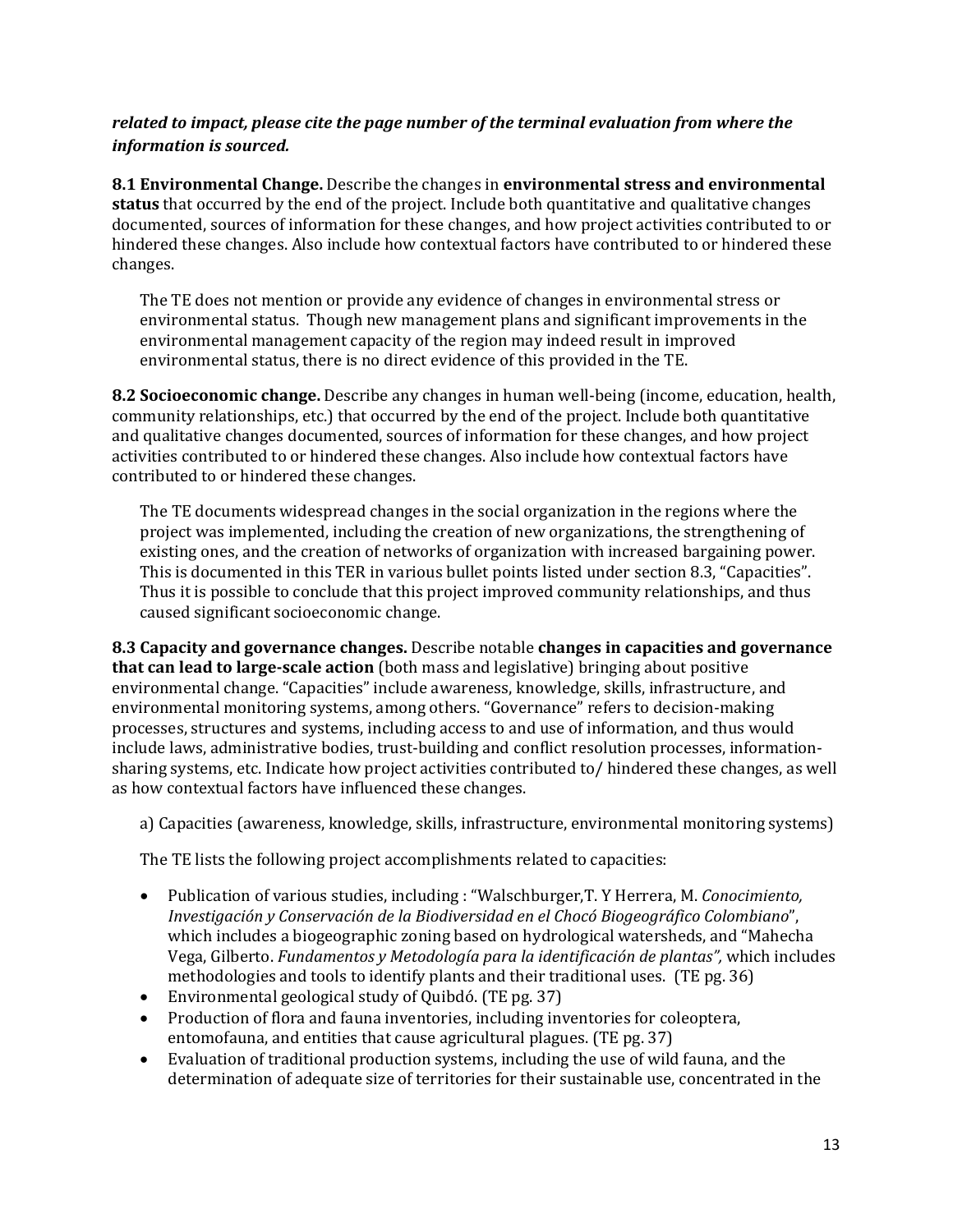***related to impact, please cite the page number of the terminal evaluation from where the information is sourced.***

**8.1 Environmental Change.** Describe the changes in **environmental stress and environmental status** that occurred by the end of the project. Include both quantitative and qualitative changes documented, sources of information for these changes, and how project activities contributed to or hindered these changes. Also include how contextual factors have contributed to or hindered these changes.

The TE does not mention or provide any evidence of changes in environmental stress or environmental status. Though new management plans and significant improvements in the environmental management capacity of the region may indeed result in improved environmental status, there is no direct evidence of this provided in the TE.

**8.2 Socioeconomic change.** Describe any changes in human well-being (income, education, health, community relationships, etc.) that occurred by the end of the project. Include both quantitative and qualitative changes documented, sources of information for these changes, and how project activities contributed to or hindered these changes. Also include how contextual factors have contributed to or hindered these changes.

The TE documents widespread changes in the social organization in the regions where the project was implemented, including the creation of new organizations, the strengthening of existing ones, and the creation of networks of organization with increased bargaining power. This is documented in this TER in various bullet points listed under section 8.3, "Capacities". Thus it is possible to conclude that this project improved community relationships, and thus caused significant socioeconomic change.

**8.3 Capacity and governance changes.** Describe notable **changes in capacities and governance that can lead to large-scale action** (both mass and legislative) bringing about positive environmental change. "Capacities" include awareness, knowledge, skills, infrastructure, and environmental monitoring systems, among others. "Governance" refers to decision-making processes, structures and systems, including access to and use of information, and thus would include laws, administrative bodies, trust-building and conflict resolution processes, information-sharing systems, etc. Indicate how project activities contributed to/ hindered these changes, as well as how contextual factors have influenced these changes.

a) Capacities (awareness, knowledge, skills, infrastructure, environmental monitoring systems)

The TE lists the following project accomplishments related to capacities:

- Publication of various studies, including : "Walschburger,T. Y Herrera, M. *Conocimiento, Investigación y Conservación de la Biodiversidad en el Chocó Biogeográfico Colombiano*", which includes a biogeographic zoning based on hydrological watersheds, and "Mahecha Vega, Gilberto. *Fundamentos y Metodología para la identificación de plantas",* which includes methodologies and tools to identify plants and their traditional uses. (TE pg. 36)
- Environmental geological study of Quibdó. (TE pg. 37)
- Production of flora and fauna inventories, including inventories for coleoptera, entomofauna, and entities that cause agricultural plagues. (TE pg. 37)
- Evaluation of traditional production systems, including the use of wild fauna, and the determination of adequate size of territories for their sustainable use, concentrated in the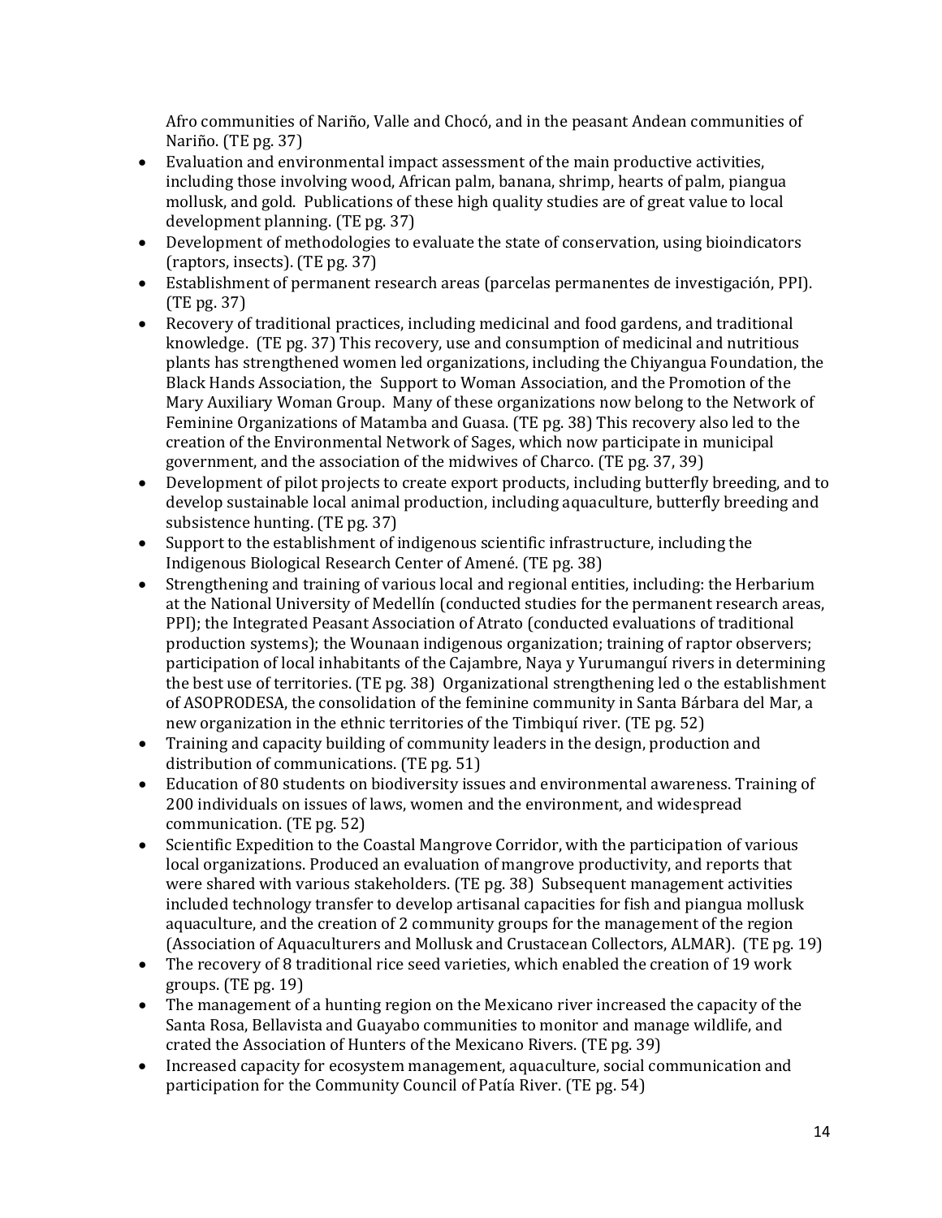Afro communities of Nariño, Valle and Chocó, and in the peasant Andean communities of Nariño. (TE pg. 37)

- Evaluation and environmental impact assessment of the main productive activities, including those involving wood, African palm, banana, shrimp, hearts of palm, piangua mollusk, and gold. Publications of these high quality studies are of great value to local development planning. (TE pg. 37)
- Development of methodologies to evaluate the state of conservation, using bioindicators (raptors, insects). (TE pg. 37)
- Establishment of permanent research areas (parcelas permanentes de investigación, PPI). (TE pg. 37)
- Recovery of traditional practices, including medicinal and food gardens, and traditional knowledge. (TE pg. 37) This recovery, use and consumption of medicinal and nutritious plants has strengthened women led organizations, including the Chiyangua Foundation, the Black Hands Association, the Support to Woman Association, and the Promotion of the Mary Auxiliary Woman Group. Many of these organizations now belong to the Network of Feminine Organizations of Matamba and Guasa. (TE pg. 38) This recovery also led to the creation of the Environmental Network of Sages, which now participate in municipal government, and the association of the midwives of Charco. (TE pg. 37, 39)
- Development of pilot projects to create export products, including butterfly breeding, and to develop sustainable local animal production, including aquaculture, butterfly breeding and subsistence hunting. (TE pg. 37)
- Support to the establishment of indigenous scientific infrastructure, including the Indigenous Biological Research Center of Amené. (TE pg. 38)
- Strengthening and training of various local and regional entities, including: the Herbarium at the National University of Medellín (conducted studies for the permanent research areas, PPI); the Integrated Peasant Association of Atrato (conducted evaluations of traditional production systems); the Wounaan indigenous organization; training of raptor observers; participation of local inhabitants of the Cajambre, Naya y Yurumanguí rivers in determining the best use of territories. (TE pg. 38) Organizational strengthening led o the establishment of ASOPRODESA, the consolidation of the feminine community in Santa Bárbara del Mar, a new organization in the ethnic territories of the Timbiquí river. (TE pg. 52)
- Training and capacity building of community leaders in the design, production and distribution of communications. (TE pg. 51)
- Education of 80 students on biodiversity issues and environmental awareness. Training of 200 individuals on issues of laws, women and the environment, and widespread communication. (TE pg. 52)
- Scientific Expedition to the Coastal Mangrove Corridor, with the participation of various local organizations. Produced an evaluation of mangrove productivity, and reports that were shared with various stakeholders. (TE pg. 38) Subsequent management activities included technology transfer to develop artisanal capacities for fish and piangua mollusk aquaculture, and the creation of 2 community groups for the management of the region (Association of Aquaculturers and Mollusk and Crustacean Collectors, ALMAR). (TE pg. 19)
- The recovery of 8 traditional rice seed varieties, which enabled the creation of 19 work groups. (TE pg. 19)
- The management of a hunting region on the Mexicano river increased the capacity of the Santa Rosa, Bellavista and Guayabo communities to monitor and manage wildlife, and crated the Association of Hunters of the Mexicano Rivers. (TE pg. 39)
- Increased capacity for ecosystem management, aquaculture, social communication and participation for the Community Council of Patía River. (TE pg. 54)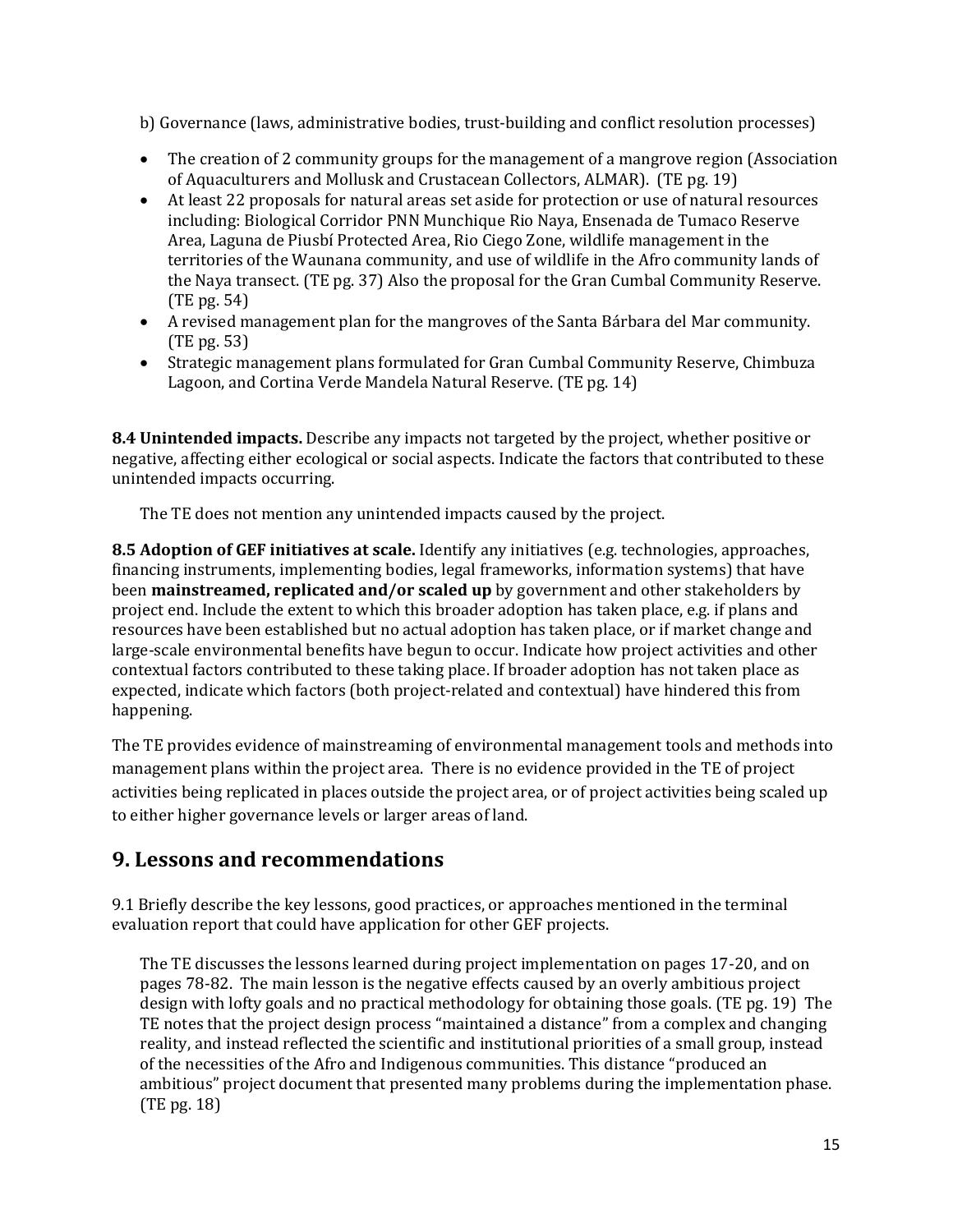b) Governance (laws, administrative bodies, trust-building and conflict resolution processes)

- The creation of 2 community groups for the management of a mangrove region (Association of Aquaculturers and Mollusk and Crustacean Collectors, ALMAR). (TE pg. 19)
- At least 22 proposals for natural areas set aside for protection or use of natural resources including: Biological Corridor PNN Munchique Rio Naya, Ensenada de Tumaco Reserve Area, Laguna de Piusbí Protected Area, Rio Ciego Zone, wildlife management in the territories of the Waunana community, and use of wildlife in the Afro community lands of the Naya transect. (TE pg. 37) Also the proposal for the Gran Cumbal Community Reserve. (TE pg. 54)
- A revised management plan for the mangroves of the Santa Bárbara del Mar community. (TE pg. 53)
- Strategic management plans formulated for Gran Cumbal Community Reserve, Chimbuza Lagoon, and Cortina Verde Mandela Natural Reserve. (TE pg. 14)

**8.4 Unintended impacts.** Describe any impacts not targeted by the project, whether positive or negative, affecting either ecological or social aspects. Indicate the factors that contributed to these unintended impacts occurring.

The TE does not mention any unintended impacts caused by the project.

**8.5 Adoption of GEF initiatives at scale.** Identify any initiatives (e.g. technologies, approaches, financing instruments, implementing bodies, legal frameworks, information systems) that have been **mainstreamed, replicated and/or scaled up** by government and other stakeholders by project end. Include the extent to which this broader adoption has taken place, e.g. if plans and resources have been established but no actual adoption has taken place, or if market change and large-scale environmental benefits have begun to occur. Indicate how project activities and other contextual factors contributed to these taking place. If broader adoption has not taken place as expected, indicate which factors (both project-related and contextual) have hindered this from happening.

The TE provides evidence of mainstreaming of environmental management tools and methods into management plans within the project area. There is no evidence provided in the TE of project activities being replicated in places outside the project area, or of project activities being scaled up to either higher governance levels or larger areas of land.

## 9. Lessons and recommendations

9.1 Briefly describe the key lessons, good practices, or approaches mentioned in the terminal evaluation report that could have application for other GEF projects.

The TE discusses the lessons learned during project implementation on pages 17-20, and on pages 78-82. The main lesson is the negative effects caused by an overly ambitious project design with lofty goals and no practical methodology for obtaining those goals. (TE pg. 19) The TE notes that the project design process "maintained a distance" from a complex and changing reality, and instead reflected the scientific and institutional priorities of a small group, instead of the necessities of the Afro and Indigenous communities. This distance "produced an ambitious" project document that presented many problems during the implementation phase. (TE pg. 18)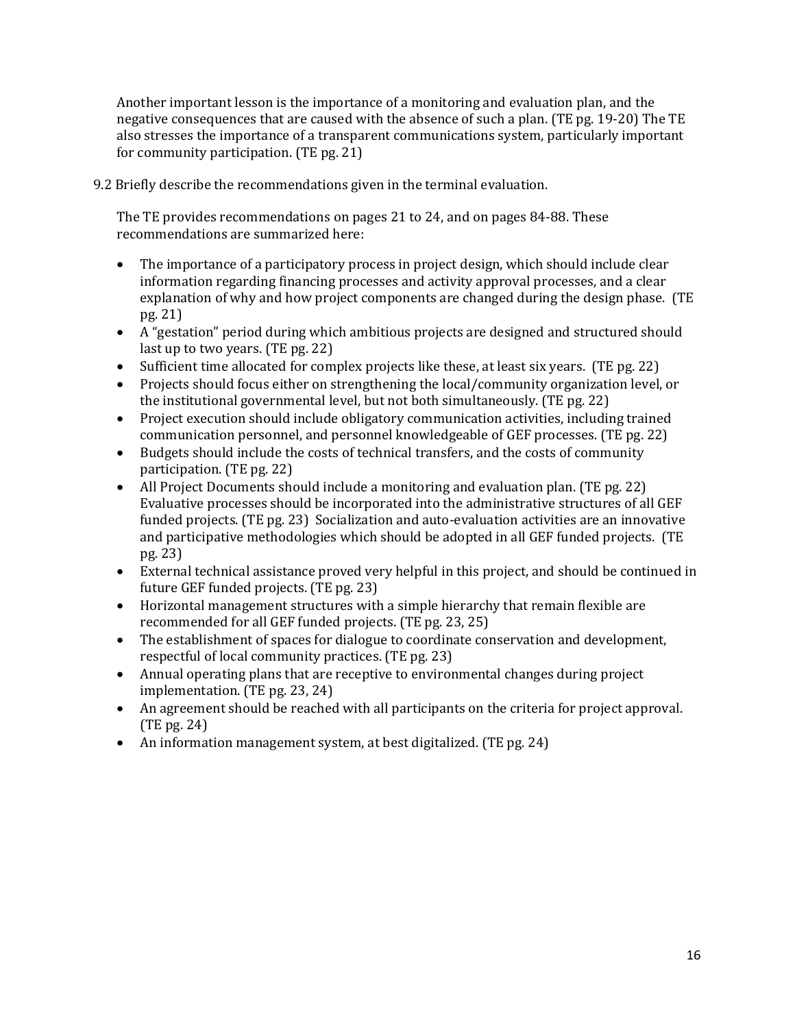Another important lesson is the importance of a monitoring and evaluation plan, and the negative consequences that are caused with the absence of such a plan. (TE pg. 19-20) The TE also stresses the importance of a transparent communications system, particularly important for community participation. (TE pg. 21)

9.2 Briefly describe the recommendations given in the terminal evaluation.

The TE provides recommendations on pages 21 to 24, and on pages 84-88. These recommendations are summarized here:

- The importance of a participatory process in project design, which should include clear information regarding financing processes and activity approval processes, and a clear explanation of why and how project components are changed during the design phase. (TE pg. 21)
- A "gestation" period during which ambitious projects are designed and structured should last up to two years. (TE pg. 22)
- Sufficient time allocated for complex projects like these, at least six years. (TE pg. 22)
- Projects should focus either on strengthening the local/community organization level, or the institutional governmental level, but not both simultaneously. (TE pg. 22)
- Project execution should include obligatory communication activities, including trained communication personnel, and personnel knowledgeable of GEF processes. (TE pg. 22)
- Budgets should include the costs of technical transfers, and the costs of community participation. (TE pg. 22)
- All Project Documents should include a monitoring and evaluation plan. (TE pg. 22) Evaluative processes should be incorporated into the administrative structures of all GEF funded projects. (TE pg. 23) Socialization and auto-evaluation activities are an innovative and participative methodologies which should be adopted in all GEF funded projects. (TE pg. 23)
- External technical assistance proved very helpful in this project, and should be continued in future GEF funded projects. (TE pg. 23)
- Horizontal management structures with a simple hierarchy that remain flexible are recommended for all GEF funded projects. (TE pg. 23, 25)
- The establishment of spaces for dialogue to coordinate conservation and development, respectful of local community practices. (TE pg. 23)
- Annual operating plans that are receptive to environmental changes during project implementation. (TE pg. 23, 24)
- An agreement should be reached with all participants on the criteria for project approval. (TE pg. 24)
- An information management system, at best digitalized. (TE pg. 24)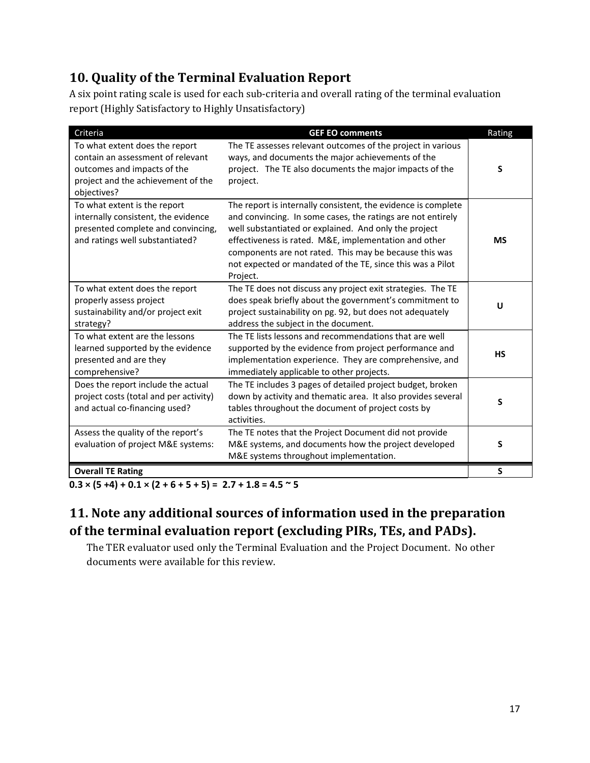## 10. Quality of the Terminal Evaluation Report

A six point rating scale is used for each sub-criteria and overall rating of the terminal evaluation report (Highly Satisfactory to Highly Unsatisfactory)

| Criteria | GEF EO comments | Rating |
|---|---|---|
| To what extent does the report contain an assessment of relevant outcomes and impacts of the project and the achievement of the objectives? | The TE assesses relevant outcomes of the project in various ways, and documents the major achievements of the project. The TE also documents the major impacts of the project. | **S** |
| To what extent is the report internally consistent, the evidence presented complete and convincing, and ratings well substantiated? | The report is internally consistent, the evidence is complete and convincing. In some cases, the ratings are not entirely well substantiated or explained. And only the project effectiveness is rated. M&E, implementation and other components are not rated. This may be because this was not expected or mandated of the TE, since this was a Pilot Project. | **MS** |
| To what extent does the report properly assess project sustainability and/or project exit strategy? | The TE does not discuss any project exit strategies. The TE does speak briefly about the government's commitment to project sustainability on pg. 92, but does not adequately address the subject in the document. | **U** |
| To what extent are the lessons learned supported by the evidence presented and are they comprehensive? | The TE lists lessons and recommendations that are well supported by the evidence from project performance and implementation experience. They are comprehensive, and immediately applicable to other projects. | **HS** |
| Does the report include the actual project costs (total and per activity) and actual co-financing used? | The TE includes 3 pages of detailed project budget, broken down by activity and thematic area. It also provides several tables throughout the document of project costs by activities. | **S** |
| Assess the quality of the report's evaluation of project M&E systems: | The TE notes that the Project Document did not provide M&E systems, and documents how the project developed M&E systems throughout implementation. | **S** |
| **Overall TE Rating** | | **S** |

**$0.3 \times (5 + 4) + 0.1 \times (2 + 6 + 5 + 5) = 2.7 + 1.8 = 4.5 \sim 5$**

## 11. Note any additional sources of information used in the preparation of the terminal evaluation report (excluding PIRs, TEs, and PADs).

The TER evaluator used only the Terminal Evaluation and the Project Document. No other documents were available for this review.